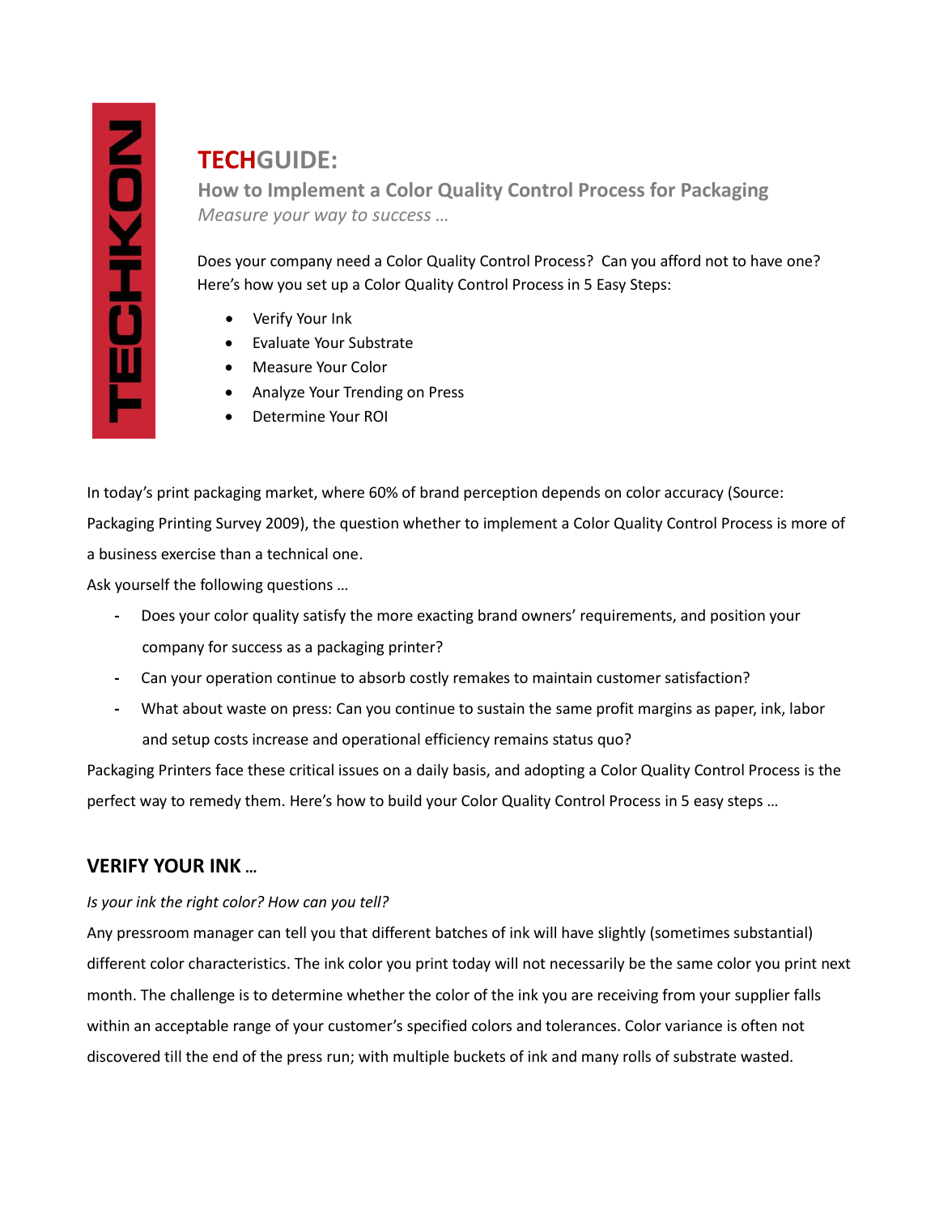# TECHGUIDE:

## How to Implement a Color Quality Control Process for Packaging

*Measure your way to success …*

Does your company need a Color Quality Control Process? Can you afford not to have one? Here's how you set up a Color Quality Control Process in 5 Easy Steps:

- Verify Your Ink
- Evaluate Your Substrate
- Measure Your Color
- Analyze Your Trending on Press
- Determine Your ROI

In today's print packaging market, where 60% of brand perception depends on color accuracy (Source: Packaging Printing Survey 2009), the question whether to implement a Color Quality Control Process is more of a business exercise than a technical one.

Ask yourself the following questions …

- Does your color quality satisfy the more exacting brand owners' requirements, and position your company for success as a packaging printer?
- Can your operation continue to absorb costly remakes to maintain customer satisfaction?
- What about waste on press: Can you continue to sustain the same profit margins as paper, ink, labor and setup costs increase and operational efficiency remains status quo?

Packaging Printers face these critical issues on a daily basis, and adopting a Color Quality Control Process is the perfect way to remedy them. Here's how to build your Color Quality Control Process in 5 easy steps …

## VERIFY YOUR INK …

*Is your ink the right color? How can you tell?*

Any pressroom manager can tell you that different batches of ink will have slightly (sometimes substantial) different color characteristics. The ink color you print today will not necessarily be the same color you print next month. The challenge is to determine whether the color of the ink you are receiving from your supplier falls within an acceptable range of your customer's specified colors and tolerances. Color variance is often not discovered till the end of the press run; with multiple buckets of ink and many rolls of substrate wasted.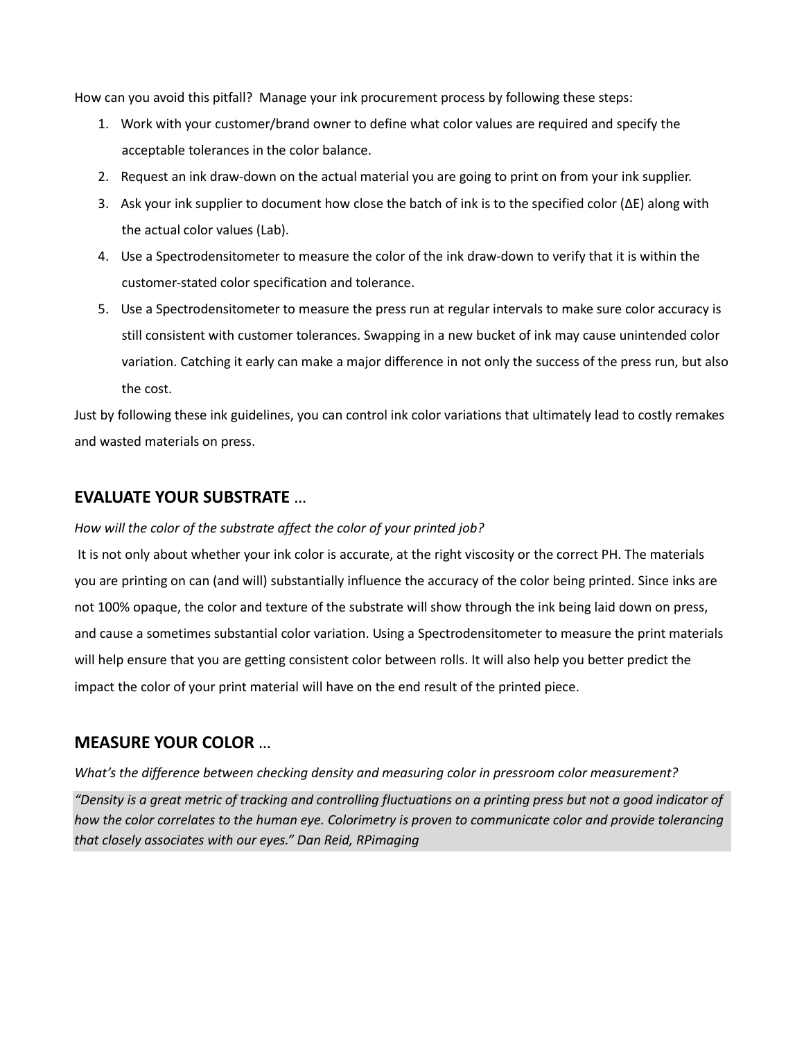How can you avoid this pitfall? Manage your ink procurement process by following these steps:

1. Work with your customer/brand owner to define what color values are required and specify the acceptable tolerances in the color balance.
2. Request an ink draw-down on the actual material you are going to print on from your ink supplier.
3. Ask your ink supplier to document how close the batch of ink is to the specified color (ΔE) along with the actual color values (Lab).
4. Use a Spectrodensitometer to measure the color of the ink draw-down to verify that it is within the customer-stated color specification and tolerance.
5. Use a Spectrodensitometer to measure the press run at regular intervals to make sure color accuracy is still consistent with customer tolerances. Swapping in a new bucket of ink may cause unintended color variation. Catching it early can make a major difference in not only the success of the press run, but also the cost.

Just by following these ink guidelines, you can control ink color variations that ultimately lead to costly remakes and wasted materials on press.

## EVALUATE YOUR SUBSTRATE …

*How will the color of the substrate affect the color of your printed job?*

It is not only about whether your ink color is accurate, at the right viscosity or the correct PH. The materials you are printing on can (and will) substantially influence the accuracy of the color being printed. Since inks are not 100% opaque, the color and texture of the substrate will show through the ink being laid down on press, and cause a sometimes substantial color variation. Using a Spectrodensitometer to measure the print materials will help ensure that you are getting consistent color between rolls. It will also help you better predict the impact the color of your print material will have on the end result of the printed piece.

## MEASURE YOUR COLOR …

*What's the difference between checking density and measuring color in pressroom color measurement?*

> *"Density is a great metric of tracking and controlling fluctuations on a printing press but not a good indicator of how the color correlates to the human eye. Colorimetry is proven to communicate color and provide tolerancing that closely associates with our eyes." Dan Reid, RPimaging*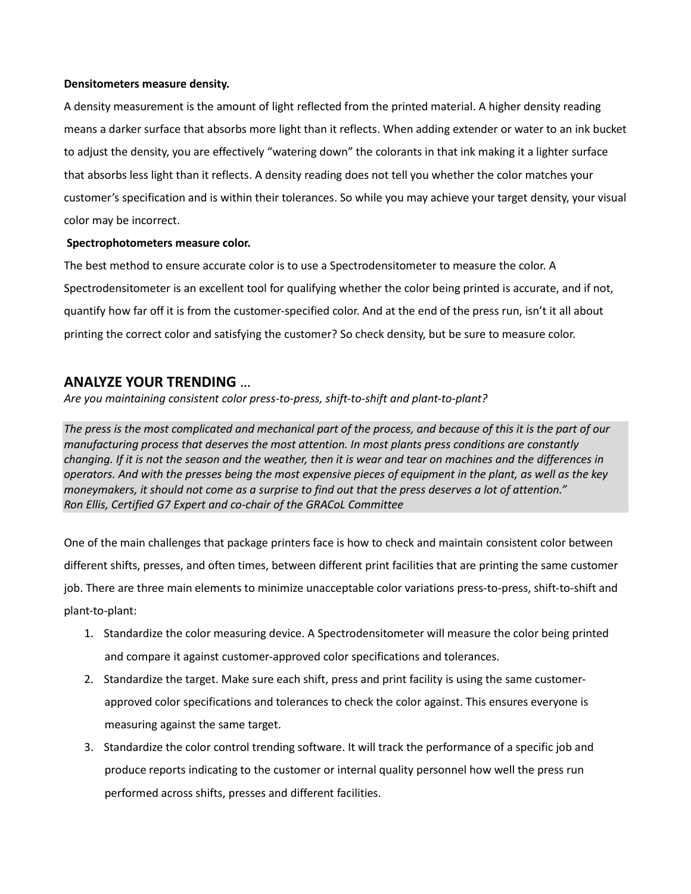**Densitometers measure density.**

A density measurement is the amount of light reflected from the printed material. A higher density reading means a darker surface that absorbs more light than it reflects. When adding extender or water to an ink bucket to adjust the density, you are effectively "watering down" the colorants in that ink making it a lighter surface that absorbs less light than it reflects. A density reading does not tell you whether the color matches your customer's specification and is within their tolerances. So while you may achieve your target density, your visual color may be incorrect.

**Spectrophotometers measure color.**

The best method to ensure accurate color is to use a Spectrodensitometer to measure the color. A Spectrodensitometer is an excellent tool for qualifying whether the color being printed is accurate, and if not, quantify how far off it is from the customer-specified color. And at the end of the press run, isn't it all about printing the correct color and satisfying the customer? So check density, but be sure to measure color.

## ANALYZE YOUR TRENDING ...

*Are you maintaining consistent color press-to-press, shift-to-shift and plant-to-plant?*

> *The press is the most complicated and mechanical part of the process, and because of this it is the part of our manufacturing process that deserves the most attention. In most plants press conditions are constantly changing. If it is not the season and the weather, then it is wear and tear on machines and the differences in operators. And with the presses being the most expensive pieces of equipment in the plant, as well as the key moneymakers, it should not come as a surprise to find out that the press deserves a lot of attention."*
> *Ron Ellis, Certified G7 Expert and co-chair of the GRACoL Committee*

One of the main challenges that package printers face is how to check and maintain consistent color between different shifts, presses, and often times, between different print facilities that are printing the same customer job. There are three main elements to minimize unacceptable color variations press-to-press, shift-to-shift and plant-to-plant:

1. Standardize the color measuring device. A Spectrodensitometer will measure the color being printed and compare it against customer-approved color specifications and tolerances.
2. Standardize the target. Make sure each shift, press and print facility is using the same customer-approved color specifications and tolerances to check the color against. This ensures everyone is measuring against the same target.
3. Standardize the color control trending software. It will track the performance of a specific job and produce reports indicating to the customer or internal quality personnel how well the press run performed across shifts, presses and different facilities.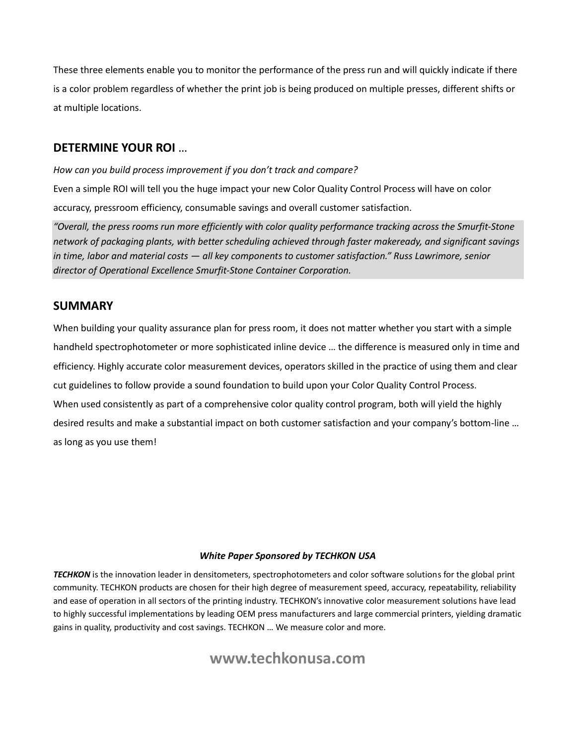These three elements enable you to monitor the performance of the press run and will quickly indicate if there is a color problem regardless of whether the print job is being produced on multiple presses, different shifts or at multiple locations.

## **DETERMINE YOUR ROI** …

*How can you build process improvement if you don't track and compare?*

Even a simple ROI will tell you the huge impact your new Color Quality Control Process will have on color accuracy, pressroom efficiency, consumable savings and overall customer satisfaction.

*"Overall, the press rooms run more efficiently with color quality performance tracking across the Smurfit-Stone network of packaging plants, with better scheduling achieved through faster makeready, and significant savings in time, labor and material costs — all key components to customer satisfaction." Russ Lawrimore, senior director of Operational Excellence Smurfit-Stone Container Corporation.*

## **SUMMARY**

When building your quality assurance plan for press room, it does not matter whether you start with a simple handheld spectrophotometer or more sophisticated inline device … the difference is measured only in time and efficiency. Highly accurate color measurement devices, operators skilled in the practice of using them and clear cut guidelines to follow provide a sound foundation to build upon your Color Quality Control Process.

When used consistently as part of a comprehensive color quality control program, both will yield the highly desired results and make a substantial impact on both customer satisfaction and your company's bottom-line … as long as you use them!

***White Paper Sponsored by TECHKON USA***

***TECHKON*** is the innovation leader in densitometers, spectrophotometers and color software solutions for the global print community. TECHKON products are chosen for their high degree of measurement speed, accuracy, repeatability, reliability and ease of operation in all sectors of the printing industry. TECHKON's innovative color measurement solutions have lead to highly successful implementations by leading OEM press manufacturers and large commercial printers, yielding dramatic gains in quality, productivity and cost savings. TECHKON … We measure color and more.

**www.techkonusa.com**